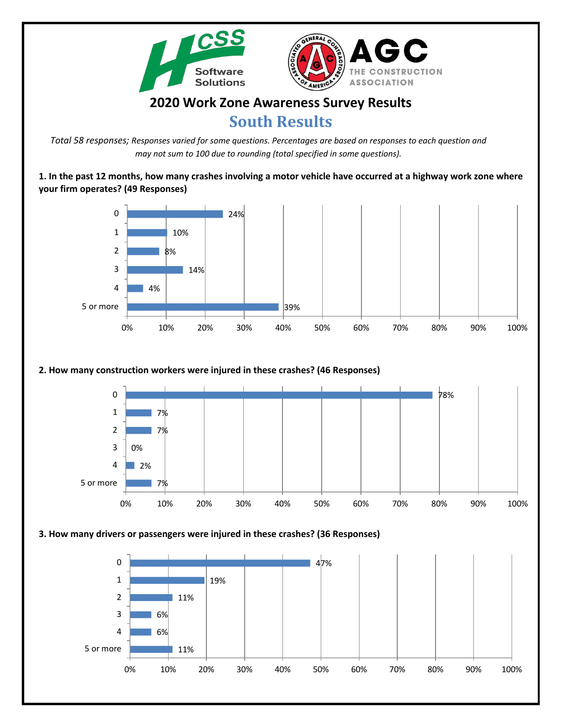# 2020 Work Zone Awareness Survey Results

## South Results

*Total 58 responses; Responses varied for some questions. Percentages are based on responses to each question and may not sum to 100 due to rounding (total specified in some questions).*

**1. In the past 12 months, how many crashes involving a motor vehicle have occurred at a highway work zone where your firm operates? (49 Responses)**

| Response | Percentage |
| --- | --- |
| 0 | 24% |
| 1 | 10% |
| 2 | 8% |
| 3 | 14% |
| 4 | 4% |
| 5 or more | 39% |

**2. How many construction workers were injured in these crashes? (46 Responses)**

| Response | Percentage |
| --- | --- |
| 0 | 78% |
| 1 | 7% |
| 2 | 7% |
| 3 | 0% |
| 4 | 2% |
| 5 or more | 7% |

**3. How many drivers or passengers were injured in these crashes? (36 Responses)**

| Response | Percentage |
| --- | --- |
| 0 | 47% |
| 1 | 19% |
| 2 | 11% |
| 3 | 6% |
| 4 | 6% |
| 5 or more | 11% |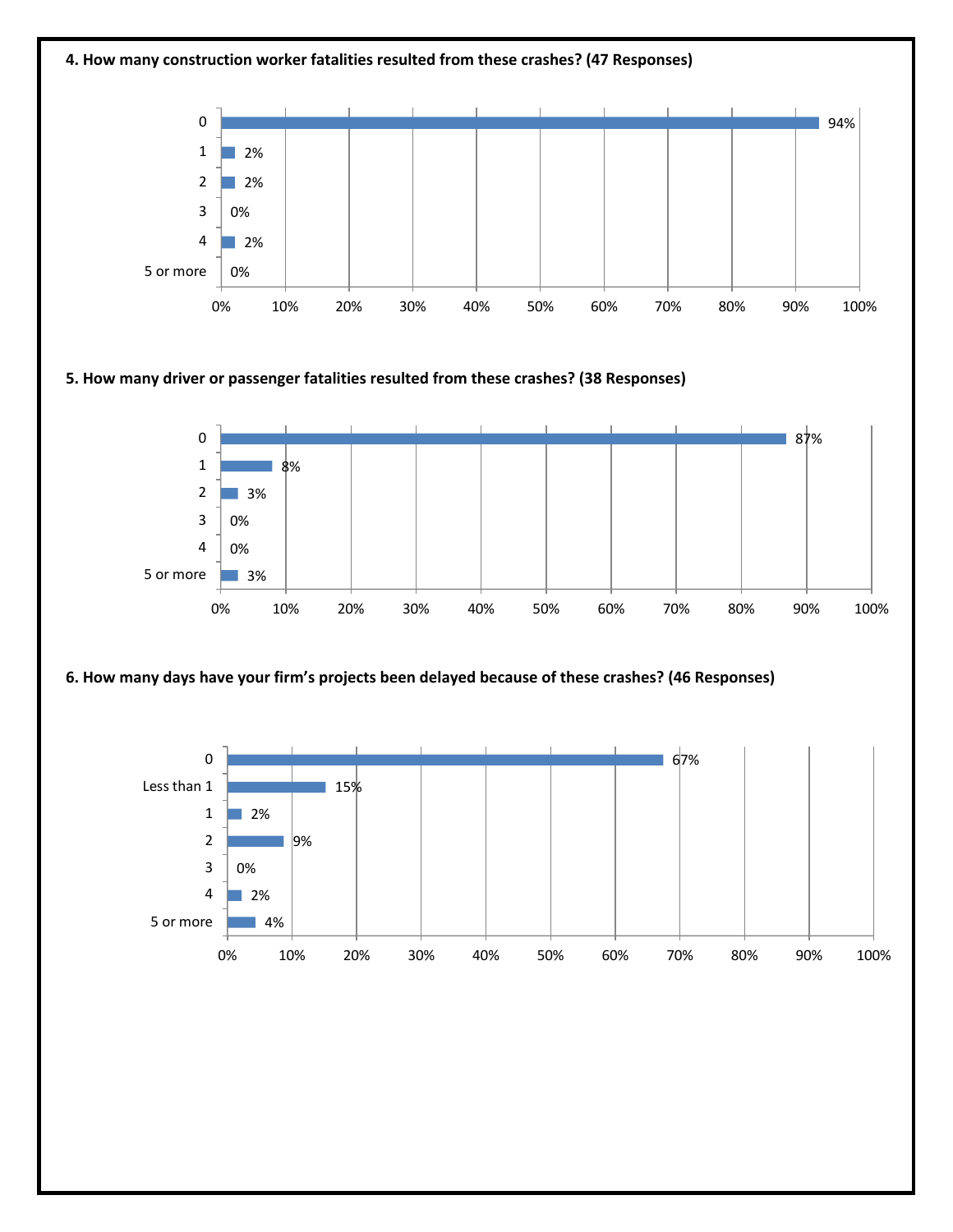**4. How many construction worker fatalities resulted from these crashes? (47 Responses)**

| Response | Percentage |
|---|---|
| 0 | 94% |
| 1 | 2% |
| 2 | 2% |
| 3 | 0% |
| 4 | 2% |
| 5 or more | 0% |

**5. How many driver or passenger fatalities resulted from these crashes? (38 Responses)**

| Response | Percentage |
|---|---|
| 0 | 87% |
| 1 | 8% |
| 2 | 3% |
| 3 | 0% |
| 4 | 0% |
| 5 or more | 3% |

**6. How many days have your firm's projects been delayed because of these crashes? (46 Responses)**

| Response | Percentage |
|---|---|
| 0 | 67% |
| Less than 1 | 15% |
| 1 | 2% |
| 2 | 9% |
| 3 | 0% |
| 4 | 2% |
| 5 or more | 4% |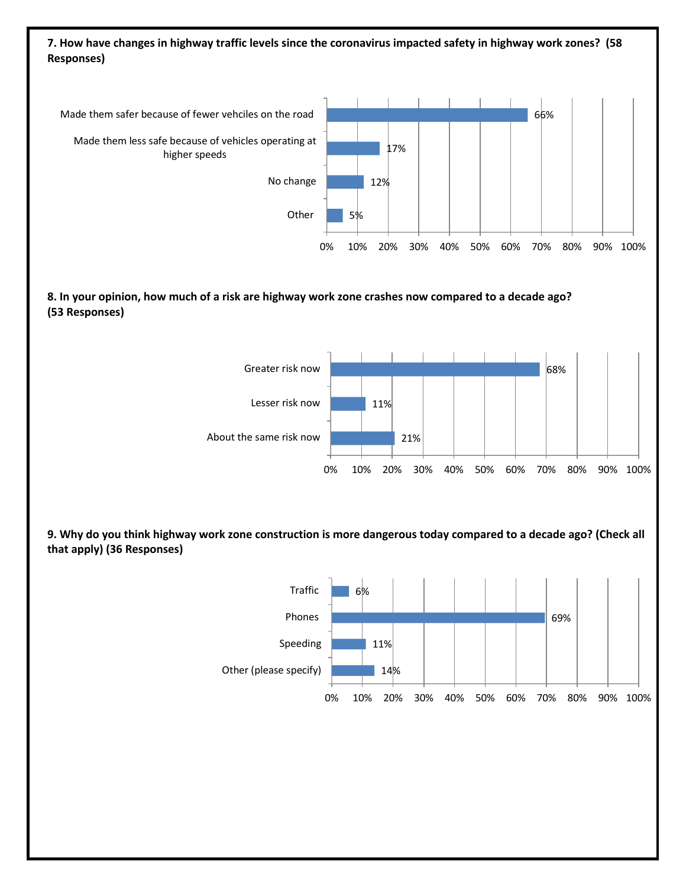**7. How have changes in highway traffic levels since the coronavirus impacted safety in highway work zones? (58 Responses)**

| Response | Percentage |
| --- | --- |
| Made them safer because of fewer vehciles on the road | 66% |
| Made them less safe because of vehicles operating at higher speeds | 17% |
| No change | 12% |
| Other | 5% |

**8. In your opinion, how much of a risk are highway work zone crashes now compared to a decade ago? (53 Responses)**

| Response | Percentage |
| --- | --- |
| Greater risk now | 68% |
| Lesser risk now | 11% |
| About the same risk now | 21% |

**9. Why do you think highway work zone construction is more dangerous today compared to a decade ago? (Check all that apply) (36 Responses)**

| Response | Percentage |
| --- | --- |
| Traffic | 6% |
| Phones | 69% |
| Speeding | 11% |
| Other (please specify) | 14% |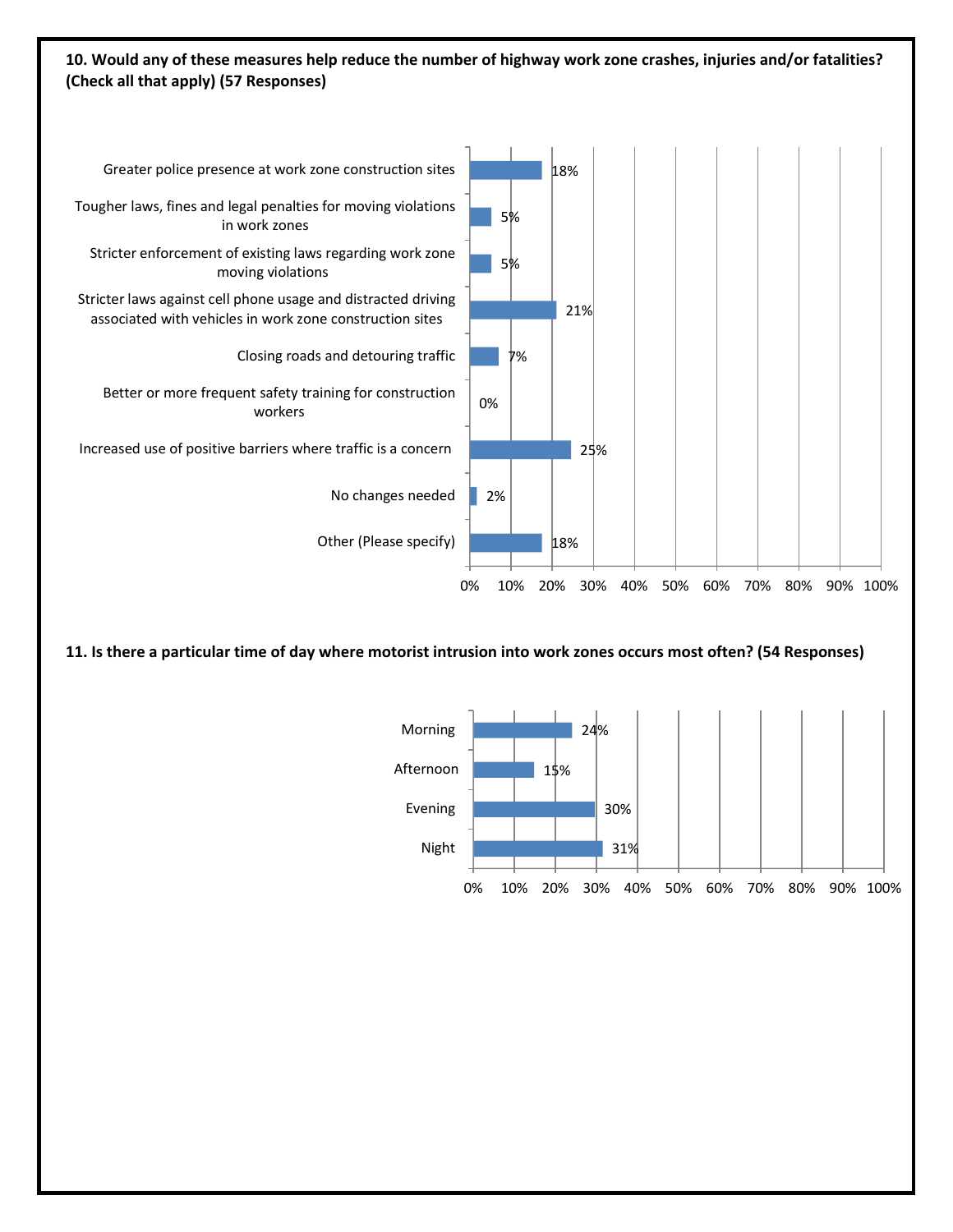**10. Would any of these measures help reduce the number of highway work zone crashes, injuries and/or fatalities? (Check all that apply) (57 Responses)**

| Measure | Percentage |
| --- | --- |
| Greater police presence at work zone construction sites | 18% |
| Tougher laws, fines and legal penalties for moving violations in work zones | 5% |
| Stricter enforcement of existing laws regarding work zone moving violations | 5% |
| Stricter laws against cell phone usage and distracted driving associated with vehicles in work zone construction sites | 21% |
| Closing roads and detouring traffic | 7% |
| Better or more frequent safety training for construction workers | 0% |
| Increased use of positive barriers where traffic is a concern | 25% |
| No changes needed | 2% |
| Other (Please specify) | 18% |

**11. Is there a particular time of day where motorist intrusion into work zones occurs most often? (54 Responses)**

| Time of Day | Percentage |
| --- | --- |
| Morning | 24% |
| Afternoon | 15% |
| Evening | 30% |
| Night | 31% |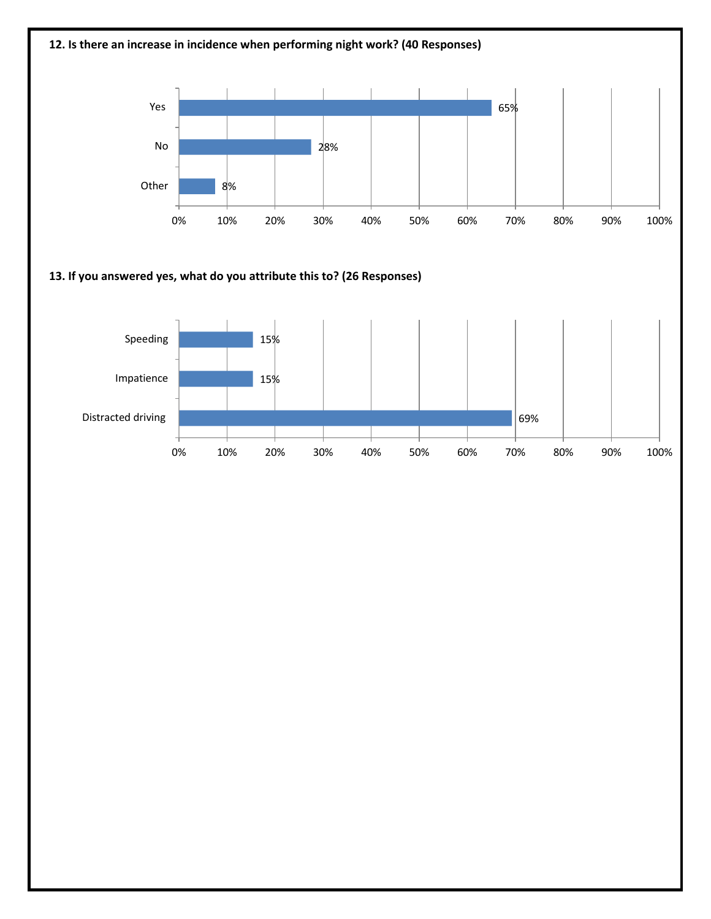**12. Is there an increase in incidence when performing night work? (40 Responses)**

Yes
No
Other

65%
28%
8%

0% 10% 20% 30% 40% 50% 60% 70% 80% 90% 100%

**13. If you answered yes, what do you attribute this to? (26 Responses)**

Speeding
Impatience
Distracted driving

15%
15%
69%

0% 10% 20% 30% 40% 50% 60% 70% 80% 90% 100%